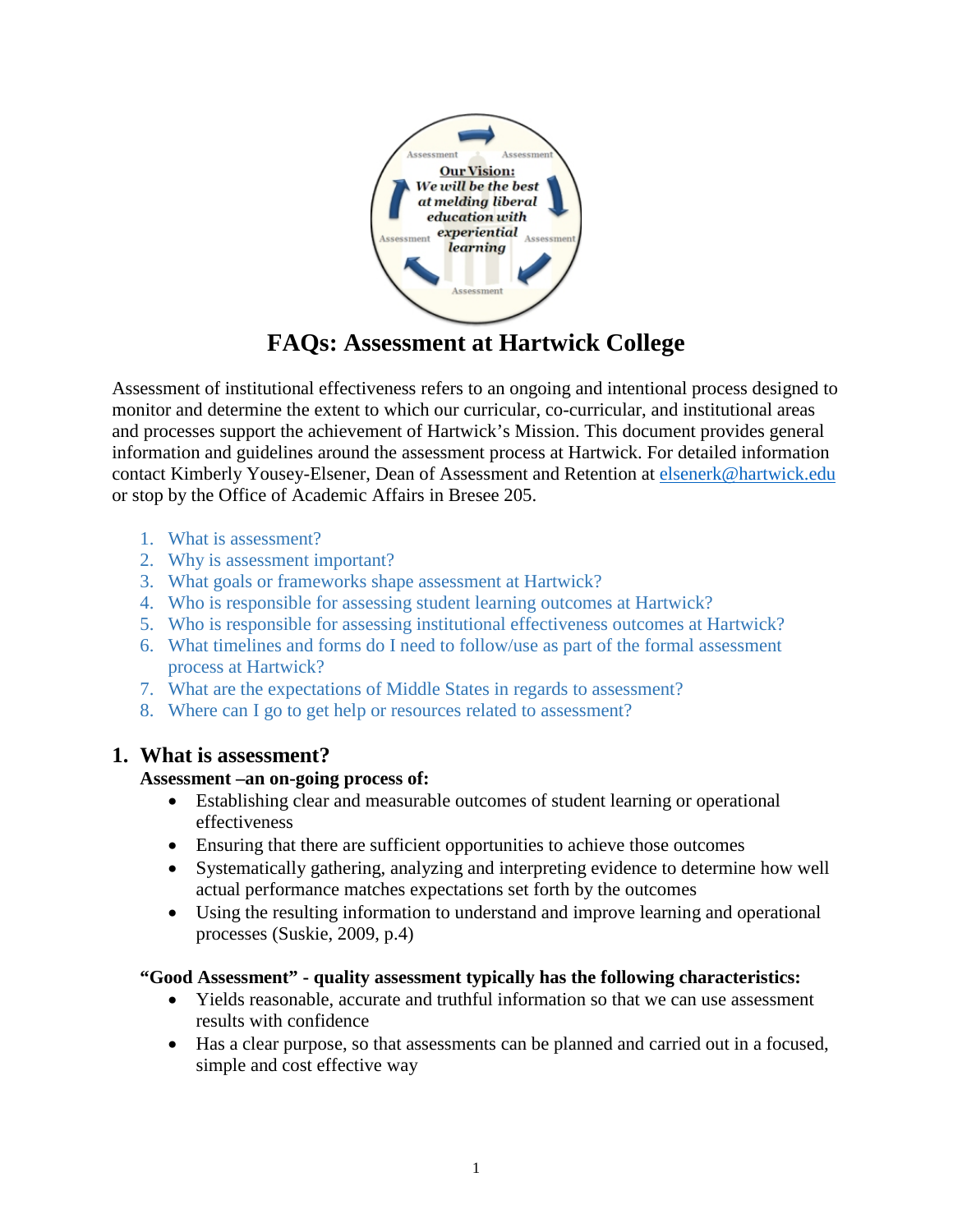# FAQs: Assessment at Hartwick College

Assessment of institutional effectiveness refers to an ongoing and intentional process designed to monitor and determine the extent to which our curricular, co-curricular, and institutional areas and processes support the achievement of Hartwick's Mission. This document provides general information and guidelines around the assessment process at Hartwick. For detailed information contact Kimberly Yousey-Elsener, Dean of Assessment and Retention at elsenerk@hartwick.edu or stop by the Office of Academic Affairs in Bresee 205.

1. What is assessment?
2. Why is assessment important?
3. What goals or frameworks shape assessment at Hartwick?
4. Who is responsible for assessing student learning outcomes at Hartwick?
5. Who is responsible for assessing institutional effectiveness outcomes at Hartwick?
6. What timelines and forms do I need to follow/use as part of the formal assessment process at Hartwick?
7. What are the expectations of Middle States in regards to assessment?
8. Where can I go to get help or resources related to assessment?

## 1. What is assessment?

**Assessment –an on-going process of:**

- Establishing clear and measurable outcomes of student learning or operational effectiveness
- Ensuring that there are sufficient opportunities to achieve those outcomes
- Systematically gathering, analyzing and interpreting evidence to determine how well actual performance matches expectations set forth by the outcomes
- Using the resulting information to understand and improve learning and operational processes (Suskie, 2009, p.4)

**"Good Assessment" - quality assessment typically has the following characteristics:**

- Yields reasonable, accurate and truthful information so that we can use assessment results with confidence
- Has a clear purpose, so that assessments can be planned and carried out in a focused, simple and cost effective way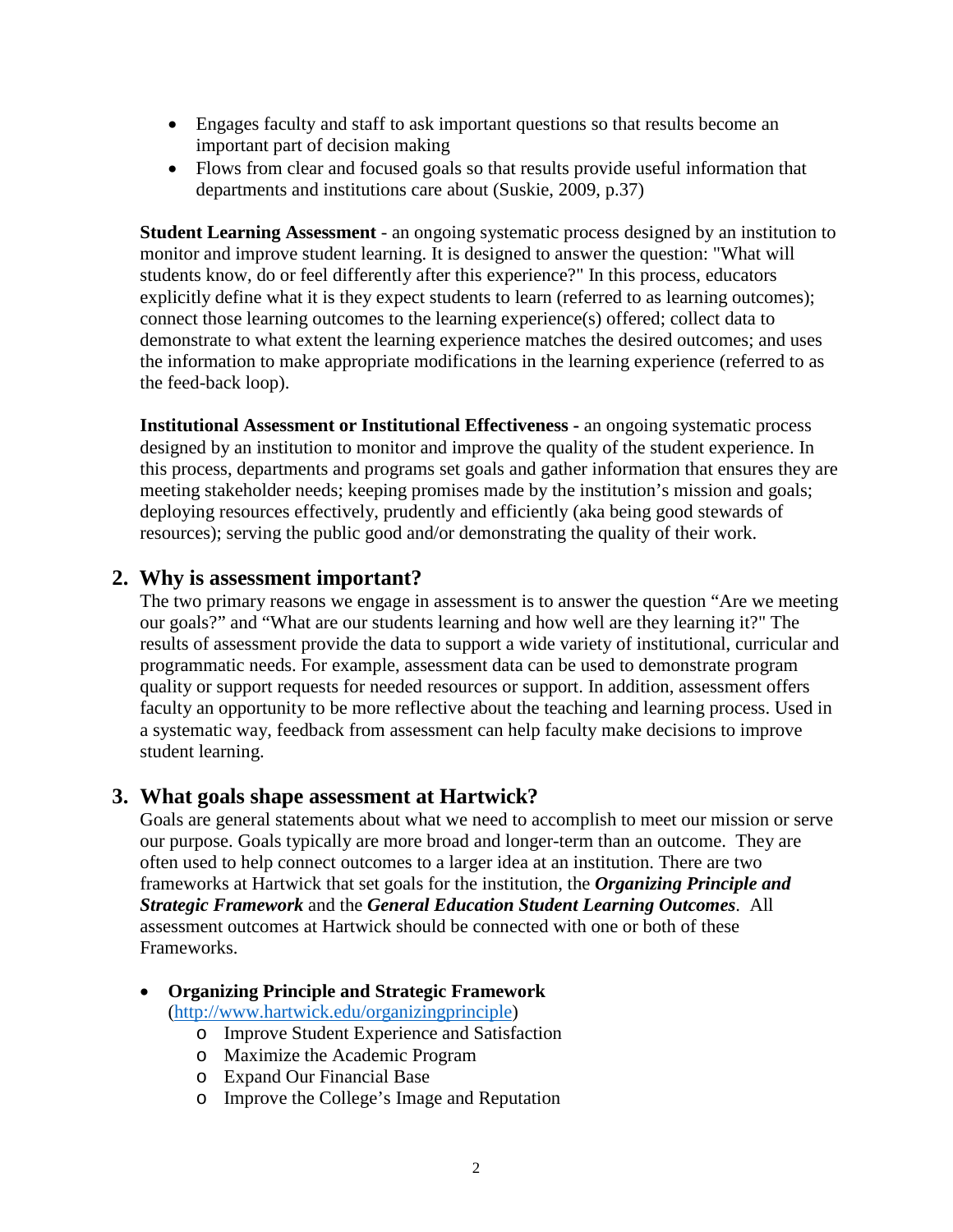- Engages faculty and staff to ask important questions so that results become an important part of decision making
- Flows from clear and focused goals so that results provide useful information that departments and institutions care about (Suskie, 2009, p.37)

**Student Learning Assessment** - an ongoing systematic process designed by an institution to monitor and improve student learning. It is designed to answer the question: "What will students know, do or feel differently after this experience?" In this process, educators explicitly define what it is they expect students to learn (referred to as learning outcomes); connect those learning outcomes to the learning experience(s) offered; collect data to demonstrate to what extent the learning experience matches the desired outcomes; and uses the information to make appropriate modifications in the learning experience (referred to as the feed-back loop).

**Institutional Assessment or Institutional Effectiveness -** an ongoing systematic process designed by an institution to monitor and improve the quality of the student experience. In this process, departments and programs set goals and gather information that ensures they are meeting stakeholder needs; keeping promises made by the institution's mission and goals; deploying resources effectively, prudently and efficiently (aka being good stewards of resources); serving the public good and/or demonstrating the quality of their work.

## 2. Why is assessment important?

The two primary reasons we engage in assessment is to answer the question "Are we meeting our goals?" and "What are our students learning and how well are they learning it?" The results of assessment provide the data to support a wide variety of institutional, curricular and programmatic needs. For example, assessment data can be used to demonstrate program quality or support requests for needed resources or support. In addition, assessment offers faculty an opportunity to be more reflective about the teaching and learning process. Used in a systematic way, feedback from assessment can help faculty make decisions to improve student learning.

## 3. What goals shape assessment at Hartwick?

Goals are general statements about what we need to accomplish to meet our mission or serve our purpose. Goals typically are more broad and longer-term than an outcome. They are often used to help connect outcomes to a larger idea at an institution. There are two frameworks at Hartwick that set goals for the institution, the ***Organizing Principle and Strategic Framework*** and the ***General Education Student Learning Outcomes***. All assessment outcomes at Hartwick should be connected with one or both of these Frameworks.

- **Organizing Principle and Strategic Framework** (http://www.hartwick.edu/organizingprinciple)
  - Improve Student Experience and Satisfaction
  - Maximize the Academic Program
  - Expand Our Financial Base
  - Improve the College's Image and Reputation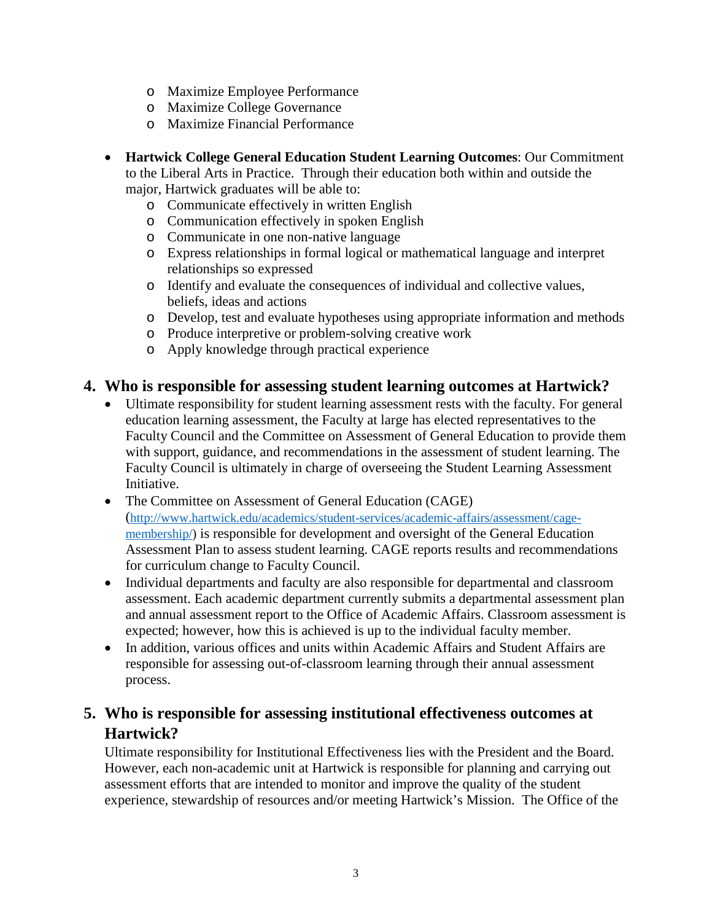- Maximize Employee Performance
  - Maximize College Governance
  - Maximize Financial Performance

- **Hartwick College General Education Student Learning Outcomes**: Our Commitment to the Liberal Arts in Practice. Through their education both within and outside the major, Hartwick graduates will be able to:
  - Communicate effectively in written English
  - Communication effectively in spoken English
  - Communicate in one non-native language
  - Express relationships in formal logical or mathematical language and interpret relationships so expressed
  - Identify and evaluate the consequences of individual and collective values, beliefs, ideas and actions
  - Develop, test and evaluate hypotheses using appropriate information and methods
  - Produce interpretive or problem-solving creative work
  - Apply knowledge through practical experience

## 4. Who is responsible for assessing student learning outcomes at Hartwick?

- Ultimate responsibility for student learning assessment rests with the faculty. For general education learning assessment, the Faculty at large has elected representatives to the Faculty Council and the Committee on Assessment of General Education to provide them with support, guidance, and recommendations in the assessment of student learning. The Faculty Council is ultimately in charge of overseeing the Student Learning Assessment Initiative.
- The Committee on Assessment of General Education (CAGE) (http://www.hartwick.edu/academics/student-services/academic-affairs/assessment/cage-membership/) is responsible for development and oversight of the General Education Assessment Plan to assess student learning. CAGE reports results and recommendations for curriculum change to Faculty Council.
- Individual departments and faculty are also responsible for departmental and classroom assessment. Each academic department currently submits a departmental assessment plan and annual assessment report to the Office of Academic Affairs. Classroom assessment is expected; however, how this is achieved is up to the individual faculty member.
- In addition, various offices and units within Academic Affairs and Student Affairs are responsible for assessing out-of-classroom learning through their annual assessment process.

## 5. Who is responsible for assessing institutional effectiveness outcomes at Hartwick?

Ultimate responsibility for Institutional Effectiveness lies with the President and the Board. However, each non-academic unit at Hartwick is responsible for planning and carrying out assessment efforts that are intended to monitor and improve the quality of the student experience, stewardship of resources and/or meeting Hartwick's Mission. The Office of the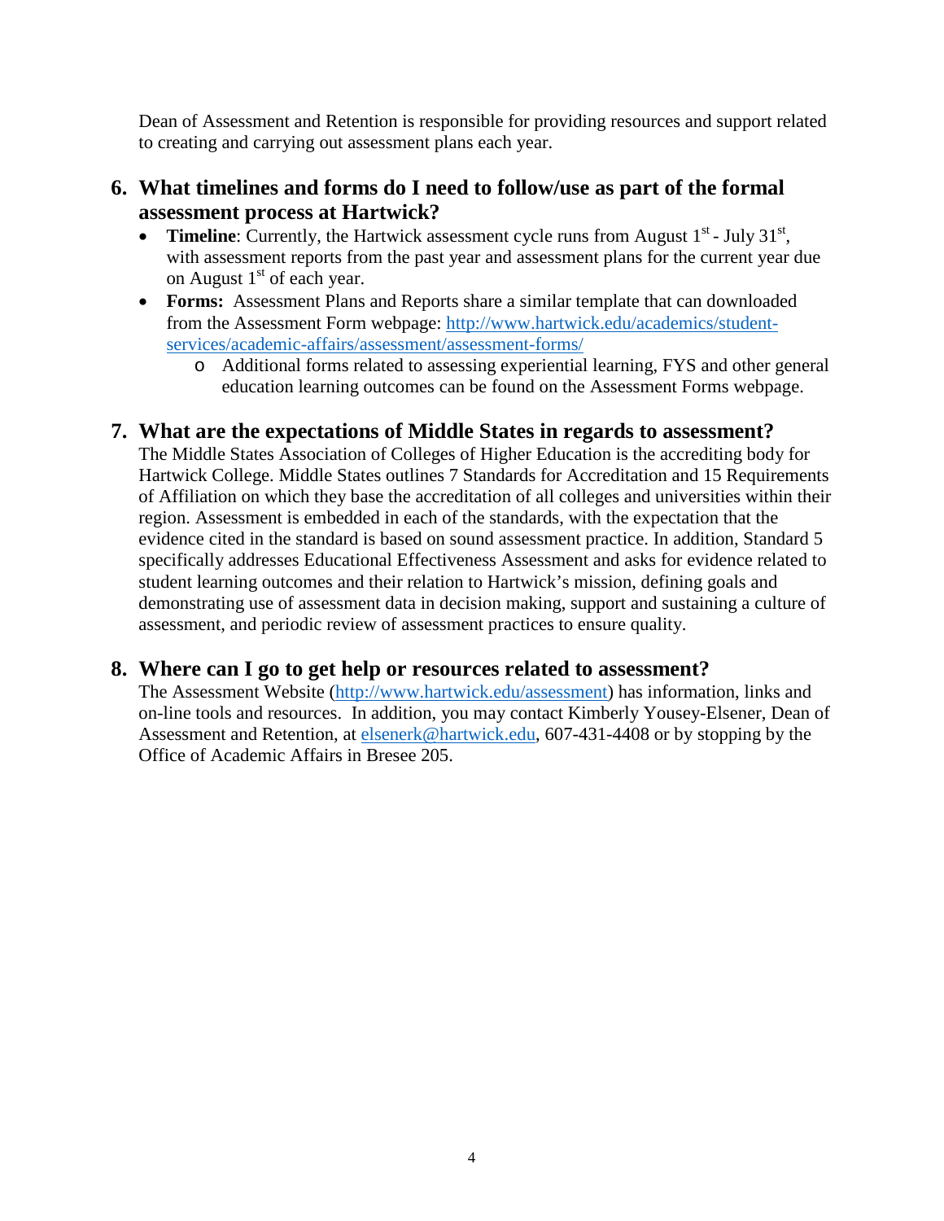Dean of Assessment and Retention is responsible for providing resources and support related to creating and carrying out assessment plans each year.

## 6. What timelines and forms do I need to follow/use as part of the formal assessment process at Hartwick?

- **Timeline**: Currently, the Hartwick assessment cycle runs from August 1st - July 31st, with assessment reports from the past year and assessment plans for the current year due on August 1st of each year.
- **Forms:** Assessment Plans and Reports share a similar template that can downloaded from the Assessment Form webpage: [http://www.hartwick.edu/academics/student-services/academic-affairs/assessment/assessment-forms/](http://www.hartwick.edu/academics/student-services/academic-affairs/assessment/assessment-forms/)
  - Additional forms related to assessing experiential learning, FYS and other general education learning outcomes can be found on the Assessment Forms webpage.

## 7. What are the expectations of Middle States in regards to assessment?

The Middle States Association of Colleges of Higher Education is the accrediting body for Hartwick College. Middle States outlines 7 Standards for Accreditation and 15 Requirements of Affiliation on which they base the accreditation of all colleges and universities within their region. Assessment is embedded in each of the standards, with the expectation that the evidence cited in the standard is based on sound assessment practice. In addition, Standard 5 specifically addresses Educational Effectiveness Assessment and asks for evidence related to student learning outcomes and their relation to Hartwick's mission, defining goals and demonstrating use of assessment data in decision making, support and sustaining a culture of assessment, and periodic review of assessment practices to ensure quality.

## 8. Where can I go to get help or resources related to assessment?

The Assessment Website ([http://www.hartwick.edu/assessment](http://www.hartwick.edu/assessment)) has information, links and on-line tools and resources. In addition, you may contact Kimberly Yousey-Elsener, Dean of Assessment and Retention, at [elsenerk@hartwick.edu](mailto:elsenerk@hartwick.edu), 607-431-4408 or by stopping by the Office of Academic Affairs in Bresee 205.